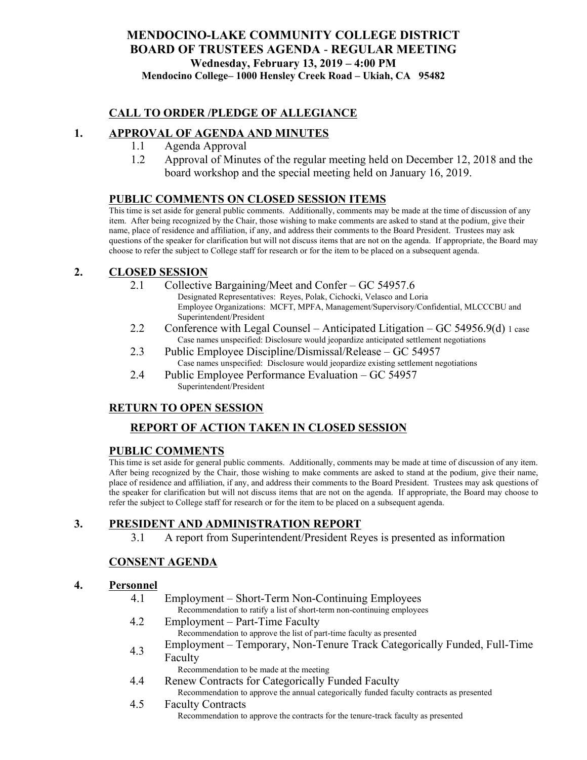# MENDOCINO-LAKE COMMUNITY COLLEGE DISTRICT
# BOARD OF TRUSTEES AGENDA - REGULAR MEETING

**Wednesday, February 13, 2019 – 4:00 PM**

**Mendocino College– 1000 Hensley Creek Road – Ukiah, CA 95482**

## CALL TO ORDER /PLEDGE OF ALLEGIANCE

## 1. APPROVAL OF AGENDA AND MINUTES

1.1 Agenda Approval

1.2 Approval of Minutes of the regular meeting held on December 12, 2018 and the board workshop and the special meeting held on January 16, 2019.

## PUBLIC COMMENTS ON CLOSED SESSION ITEMS

This time is set aside for general public comments. Additionally, comments may be made at the time of discussion of any item. After being recognized by the Chair, those wishing to make comments are asked to stand at the podium, give their name, place of residence and affiliation, if any, and address their comments to the Board President. Trustees may ask questions of the speaker for clarification but will not discuss items that are not on the agenda. If appropriate, the Board may choose to refer the subject to College staff for research or for the item to be placed on a subsequent agenda.

## 2. CLOSED SESSION

2.1 Collective Bargaining/Meet and Confer – GC 54957.6
Designated Representatives: Reyes, Polak, Cichocki, Velasco and Loria
Employee Organizations: MCFT, MPFA, Management/Supervisory/Confidential, MLCCCBU and Superintendent/President

2.2 Conference with Legal Counsel – Anticipated Litigation – GC 54956.9(d) 1 case
Case names unspecified: Disclosure would jeopardize anticipated settlement negotiations

2.3 Public Employee Discipline/Dismissal/Release – GC 54957
Case names unspecified: Disclosure would jeopardize existing settlement negotiations

2.4 Public Employee Performance Evaluation – GC 54957
Superintendent/President

## RETURN TO OPEN SESSION

## REPORT OF ACTION TAKEN IN CLOSED SESSION

## PUBLIC COMMENTS

This time is set aside for general public comments. Additionally, comments may be made at time of discussion of any item. After being recognized by the Chair, those wishing to make comments are asked to stand at the podium, give their name, place of residence and affiliation, if any, and address their comments to the Board President. Trustees may ask questions of the speaker for clarification but will not discuss items that are not on the agenda. If appropriate, the Board may choose to refer the subject to College staff for research or for the item to be placed on a subsequent agenda.

## 3. PRESIDENT AND ADMINISTRATION REPORT

3.1 A report from Superintendent/President Reyes is presented as information

## CONSENT AGENDA

## 4. Personnel

4.1 Employment – Short-Term Non-Continuing Employees
Recommendation to ratify a list of short-term non-continuing employees

4.2 Employment – Part-Time Faculty
Recommendation to approve the list of part-time faculty as presented

4.3 Employment – Temporary, Non-Tenure Track Categorically Funded, Full-Time Faculty
Recommendation to be made at the meeting

4.4 Renew Contracts for Categorically Funded Faculty
Recommendation to approve the annual categorically funded faculty contracts as presented

4.5 Faculty Contracts
Recommendation to approve the contracts for the tenure-track faculty as presented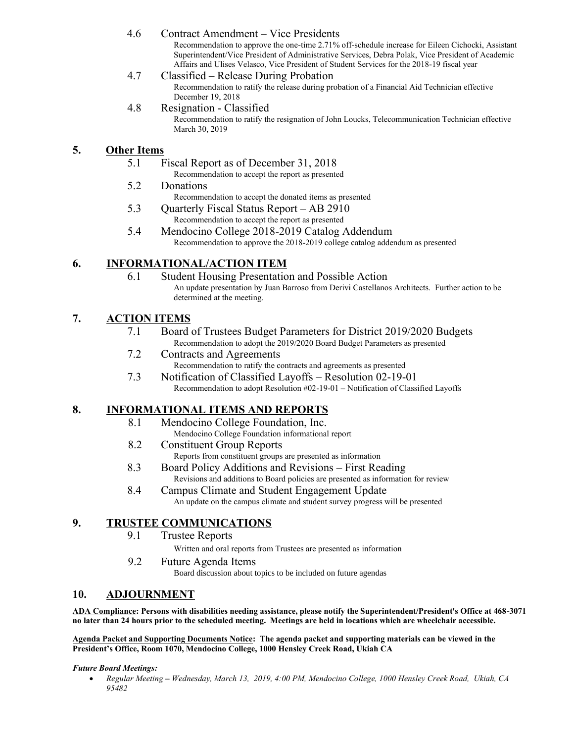4.6 Contract Amendment – Vice Presidents
Recommendation to approve the one-time 2.71% off-schedule increase for Eileen Cichocki, Assistant Superintendent/Vice President of Administrative Services, Debra Polak, Vice President of Academic Affairs and Ulises Velasco, Vice President of Student Services for the 2018-19 fiscal year

4.7 Classified – Release During Probation
Recommendation to ratify the release during probation of a Financial Aid Technician effective December 19, 2018

4.8 Resignation - Classified
Recommendation to ratify the resignation of John Loucks, Telecommunication Technician effective March 30, 2019

## 5. Other Items

5.1 Fiscal Report as of December 31, 2018
Recommendation to accept the report as presented

5.2 Donations
Recommendation to accept the donated items as presented

5.3 Quarterly Fiscal Status Report – AB 2910
Recommendation to accept the report as presented

5.4 Mendocino College 2018-2019 Catalog Addendum
Recommendation to approve the 2018-2019 college catalog addendum as presented

## 6. INFORMATIONAL/ACTION ITEM

6.1 Student Housing Presentation and Possible Action
An update presentation by Juan Barroso from Derivi Castellanos Architects. Further action to be determined at the meeting.

## 7. ACTION ITEMS

7.1 Board of Trustees Budget Parameters for District 2019/2020 Budgets
Recommendation to adopt the 2019/2020 Board Budget Parameters as presented

7.2 Contracts and Agreements
Recommendation to ratify the contracts and agreements as presented

7.3 Notification of Classified Layoffs – Resolution 02-19-01
Recommendation to adopt Resolution #02-19-01 – Notification of Classified Layoffs

## 8. INFORMATIONAL ITEMS AND REPORTS

8.1 Mendocino College Foundation, Inc.
Mendocino College Foundation informational report

8.2 Constituent Group Reports
Reports from constituent groups are presented as information

8.3 Board Policy Additions and Revisions – First Reading
Revisions and additions to Board policies are presented as information for review

8.4 Campus Climate and Student Engagement Update
An update on the campus climate and student survey progress will be presented

## 9. TRUSTEE COMMUNICATIONS

9.1 Trustee Reports
Written and oral reports from Trustees are presented as information

9.2 Future Agenda Items
Board discussion about topics to be included on future agendas

## 10. ADJOURNMENT

**ADA Compliance: Persons with disabilities needing assistance, please notify the Superintendent/President's Office at 468-3071 no later than 24 hours prior to the scheduled meeting. Meetings are held in locations which are wheelchair accessible.**

**Agenda Packet and Supporting Documents Notice: The agenda packet and supporting materials can be viewed in the President's Office, Room 1070, Mendocino College, 1000 Hensley Creek Road, Ukiah CA**

***Future Board Meetings:***

- *Regular Meeting – Wednesday, March 13, 2019, 4:00 PM, Mendocino College, 1000 Hensley Creek Road, Ukiah, CA 95482*